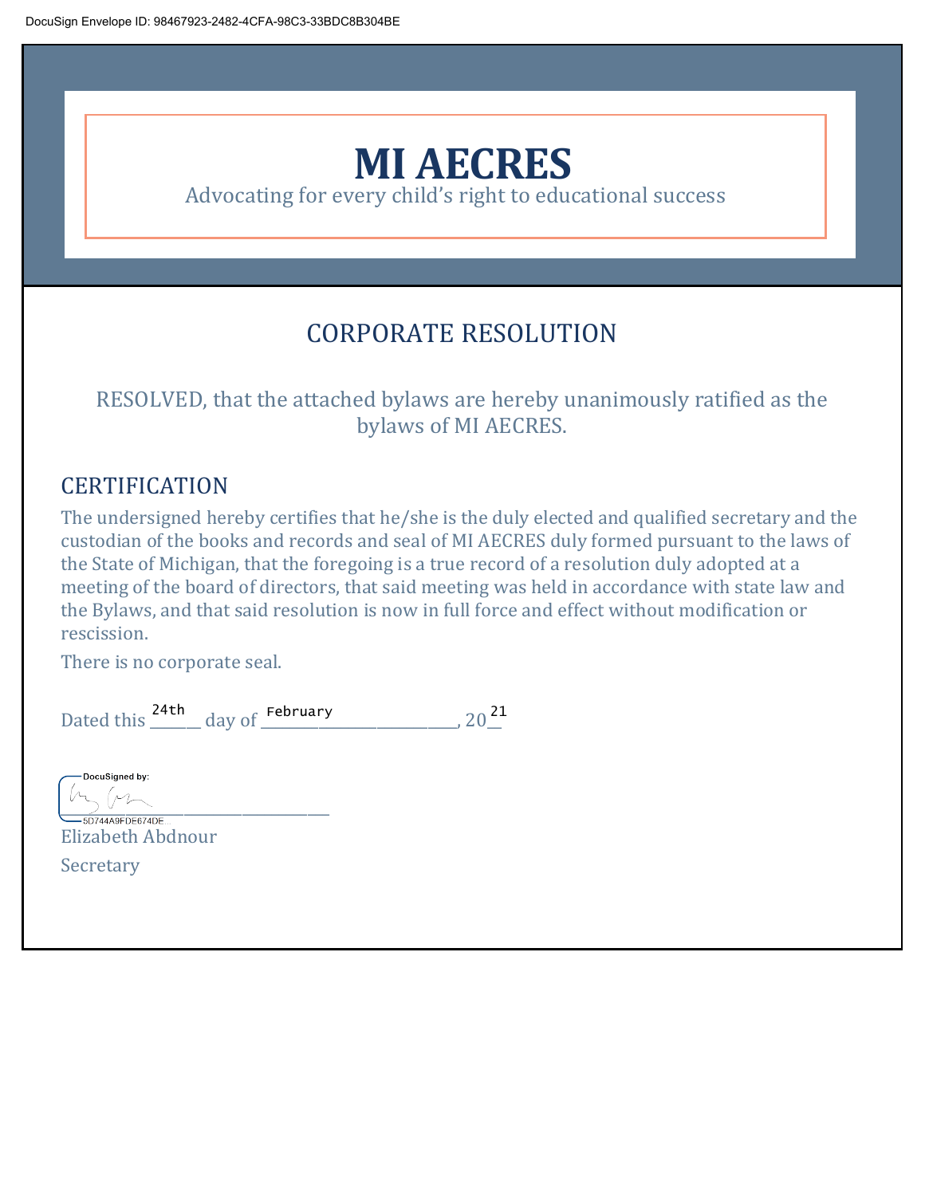DocuSign Envelope ID: 98467923-2482-4CFA-98C3-33BDC8B304BE

# MI AECRES

Advocating for every child's right to educational success

## CORPORATE RESOLUTION

RESOLVED, that the attached bylaws are hereby unanimously ratified as the bylaws of MI AECRES.

## CERTIFICATION

The undersigned hereby certifies that he/she is the duly elected and qualified secretary and the custodian of the books and records and seal of MI AECRES duly formed pursuant to the laws of the State of Michigan, that the foregoing is a true record of a resolution duly adopted at a meeting of the board of directors, that said meeting was held in accordance with state law and the Bylaws, and that said resolution is now in full force and effect without modification or rescission.

There is no corporate seal.

Dated this 24th day of February, 2021

DocuSigned by:

5D744A9FDE674DE...

Elizabeth Abdnour

Secretary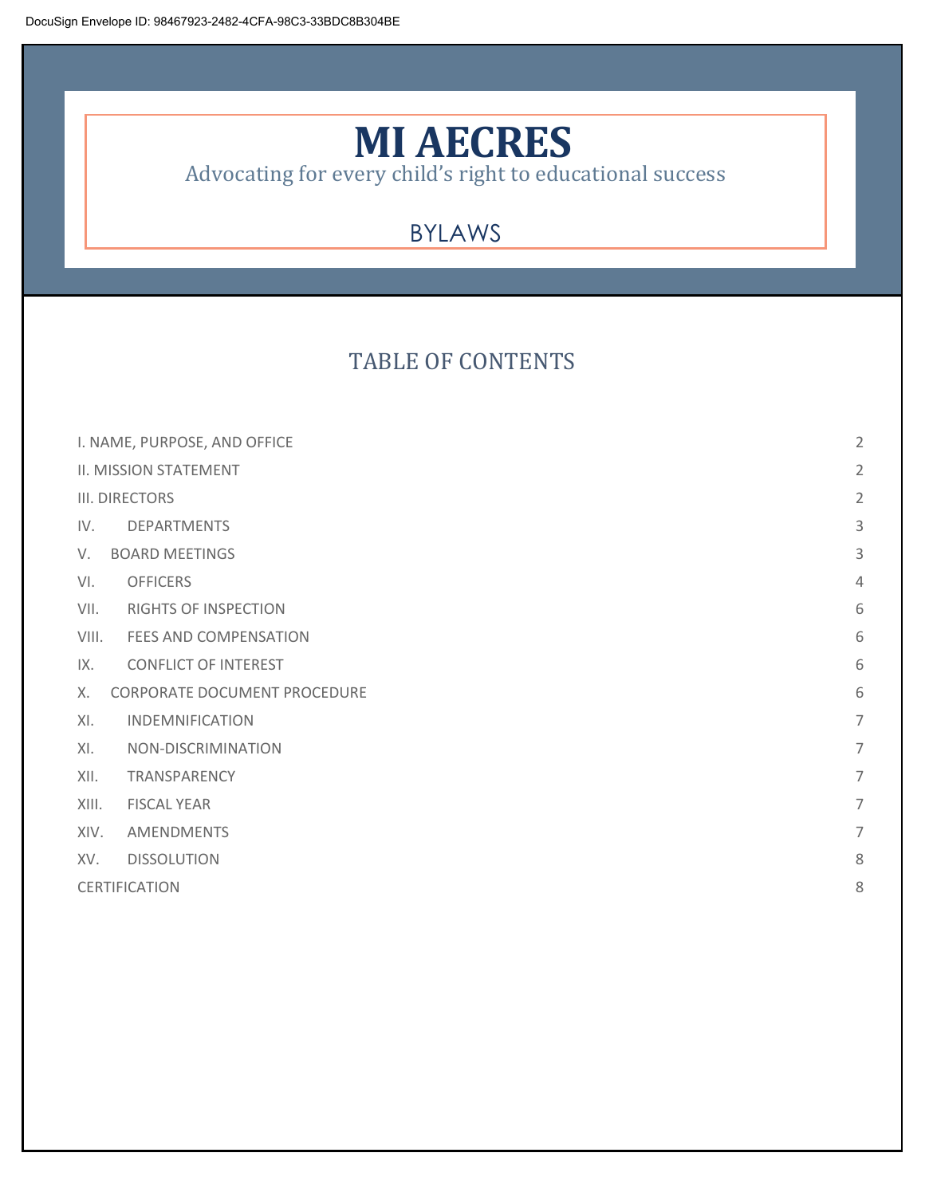# MI AECRES

Advocating for every child's right to educational success

BYLAWS

## TABLE OF CONTENTS

| | |
|---|---|
| I. NAME, PURPOSE, AND OFFICE | 2 |
| II. MISSION STATEMENT | 2 |
| III. DIRECTORS | 2 |
| IV. DEPARTMENTS | 3 |
| V. BOARD MEETINGS | 3 |
| VI. OFFICERS | 4 |
| VII. RIGHTS OF INSPECTION | 6 |
| VIII. FEES AND COMPENSATION | 6 |
| IX. CONFLICT OF INTEREST | 6 |
| X. CORPORATE DOCUMENT PROCEDURE | 6 |
| XI. INDEMNIFICATION | 7 |
| XI. NON-DISCRIMINATION | 7 |
| XII. TRANSPARENCY | 7 |
| XIII. FISCAL YEAR | 7 |
| XIV. AMENDMENTS | 7 |
| XV. DISSOLUTION | 8 |
| CERTIFICATION | 8 |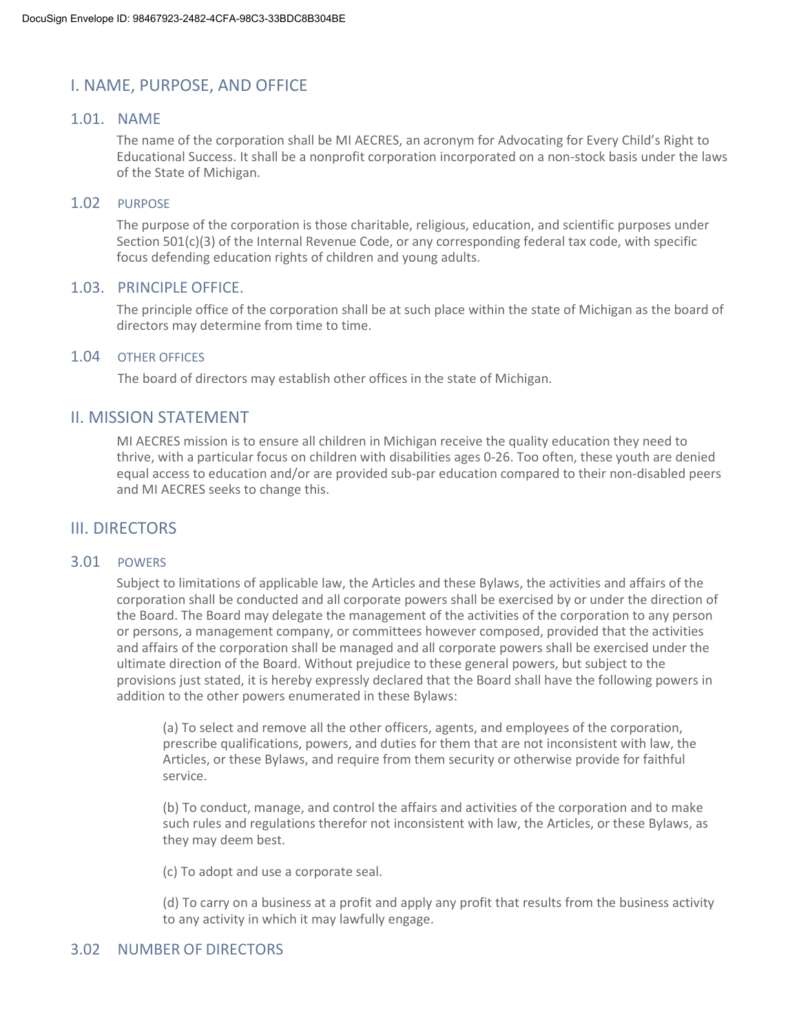## I. NAME, PURPOSE, AND OFFICE

### 1.01. NAME

The name of the corporation shall be MI AECRES, an acronym for Advocating for Every Child's Right to Educational Success. It shall be a nonprofit corporation incorporated on a non-stock basis under the laws of the State of Michigan.

### 1.02 PURPOSE

The purpose of the corporation is those charitable, religious, education, and scientific purposes under Section 501(c)(3) of the Internal Revenue Code, or any corresponding federal tax code, with specific focus defending education rights of children and young adults.

### 1.03. PRINCIPLE OFFICE.

The principle office of the corporation shall be at such place within the state of Michigan as the board of directors may determine from time to time.

### 1.04 OTHER OFFICES

The board of directors may establish other offices in the state of Michigan.

## II. MISSION STATEMENT

MI AECRES mission is to ensure all children in Michigan receive the quality education they need to thrive, with a particular focus on children with disabilities ages 0-26. Too often, these youth are denied equal access to education and/or are provided sub-par education compared to their non-disabled peers and MI AECRES seeks to change this.

## III. DIRECTORS

### 3.01 POWERS

Subject to limitations of applicable law, the Articles and these Bylaws, the activities and affairs of the corporation shall be conducted and all corporate powers shall be exercised by or under the direction of the Board. The Board may delegate the management of the activities of the corporation to any person or persons, a management company, or committees however composed, provided that the activities and affairs of the corporation shall be managed and all corporate powers shall be exercised under the ultimate direction of the Board. Without prejudice to these general powers, but subject to the provisions just stated, it is hereby expressly declared that the Board shall have the following powers in addition to the other powers enumerated in these Bylaws:

(a) To select and remove all the other officers, agents, and employees of the corporation, prescribe qualifications, powers, and duties for them that are not inconsistent with law, the Articles, or these Bylaws, and require from them security or otherwise provide for faithful service.

(b) To conduct, manage, and control the affairs and activities of the corporation and to make such rules and regulations therefor not inconsistent with law, the Articles, or these Bylaws, as they may deem best.

(c) To adopt and use a corporate seal.

(d) To carry on a business at a profit and apply any profit that results from the business activity to any activity in which it may lawfully engage.

### 3.02 NUMBER OF DIRECTORS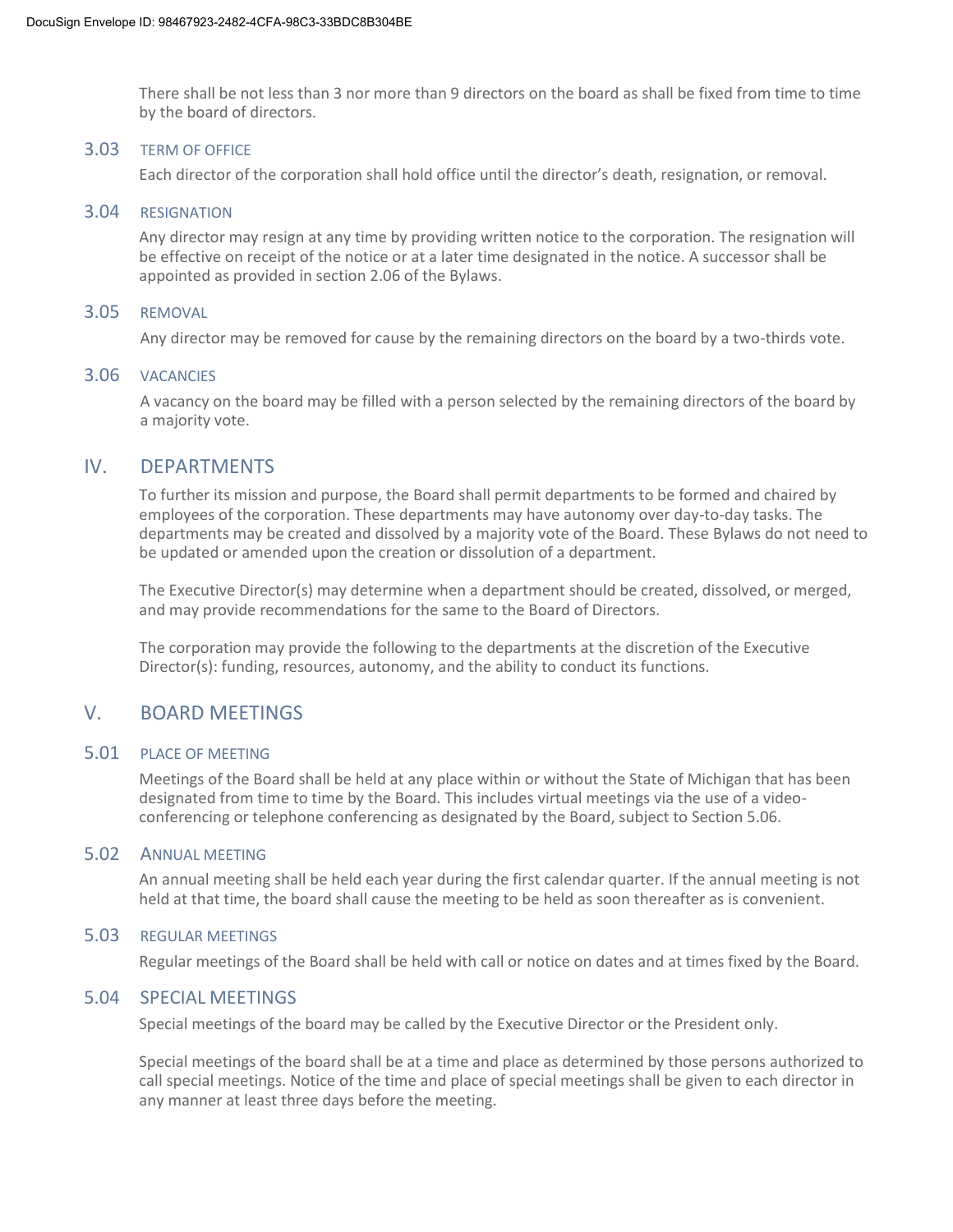There shall be not less than 3 nor more than 9 directors on the board as shall be fixed from time to time by the board of directors.

### 3.03 TERM OF OFFICE

Each director of the corporation shall hold office until the director's death, resignation, or removal.

### 3.04 RESIGNATION

Any director may resign at any time by providing written notice to the corporation. The resignation will be effective on receipt of the notice or at a later time designated in the notice. A successor shall be appointed as provided in section 2.06 of the Bylaws.

### 3.05 REMOVAL

Any director may be removed for cause by the remaining directors on the board by a two-thirds vote.

### 3.06 VACANCIES

A vacancy on the board may be filled with a person selected by the remaining directors of the board by a majority vote.

## IV. DEPARTMENTS

To further its mission and purpose, the Board shall permit departments to be formed and chaired by employees of the corporation. These departments may have autonomy over day-to-day tasks. The departments may be created and dissolved by a majority vote of the Board. These Bylaws do not need to be updated or amended upon the creation or dissolution of a department.

The Executive Director(s) may determine when a department should be created, dissolved, or merged, and may provide recommendations for the same to the Board of Directors.

The corporation may provide the following to the departments at the discretion of the Executive Director(s): funding, resources, autonomy, and the ability to conduct its functions.

## V. BOARD MEETINGS

### 5.01 PLACE OF MEETING

Meetings of the Board shall be held at any place within or without the State of Michigan that has been designated from time to time by the Board. This includes virtual meetings via the use of a video-conferencing or telephone conferencing as designated by the Board, subject to Section 5.06.

### 5.02 ANNUAL MEETING

An annual meeting shall be held each year during the first calendar quarter. If the annual meeting is not held at that time, the board shall cause the meeting to be held as soon thereafter as is convenient.

### 5.03 REGULAR MEETINGS

Regular meetings of the Board shall be held with call or notice on dates and at times fixed by the Board.

### 5.04 SPECIAL MEETINGS

Special meetings of the board may be called by the Executive Director or the President only.

Special meetings of the board shall be at a time and place as determined by those persons authorized to call special meetings. Notice of the time and place of special meetings shall be given to each director in any manner at least three days before the meeting.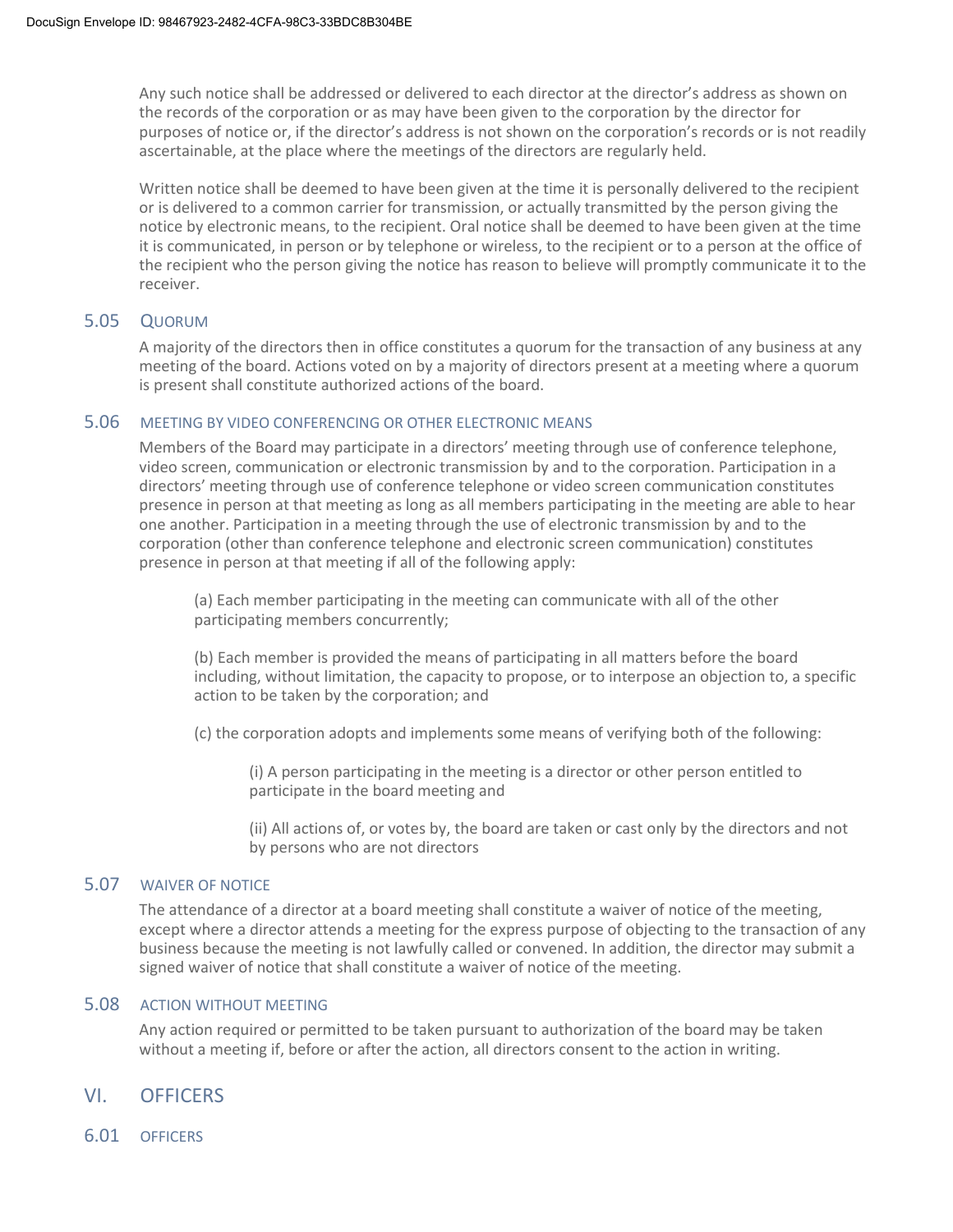Any such notice shall be addressed or delivered to each director at the director's address as shown on the records of the corporation or as may have been given to the corporation by the director for purposes of notice or, if the director's address is not shown on the corporation's records or is not readily ascertainable, at the place where the meetings of the directors are regularly held.

Written notice shall be deemed to have been given at the time it is personally delivered to the recipient or is delivered to a common carrier for transmission, or actually transmitted by the person giving the notice by electronic means, to the recipient. Oral notice shall be deemed to have been given at the time it is communicated, in person or by telephone or wireless, to the recipient or to a person at the office of the recipient who the person giving the notice has reason to believe will promptly communicate it to the receiver.

### 5.05 QUORUM

A majority of the directors then in office constitutes a quorum for the transaction of any business at any meeting of the board. Actions voted on by a majority of directors present at a meeting where a quorum is present shall constitute authorized actions of the board.

### 5.06 MEETING BY VIDEO CONFERENCING OR OTHER ELECTRONIC MEANS

Members of the Board may participate in a directors' meeting through use of conference telephone, video screen, communication or electronic transmission by and to the corporation. Participation in a directors' meeting through use of conference telephone or video screen communication constitutes presence in person at that meeting as long as all members participating in the meeting are able to hear one another. Participation in a meeting through the use of electronic transmission by and to the corporation (other than conference telephone and electronic screen communication) constitutes presence in person at that meeting if all of the following apply:

(a) Each member participating in the meeting can communicate with all of the other participating members concurrently;

(b) Each member is provided the means of participating in all matters before the board including, without limitation, the capacity to propose, or to interpose an objection to, a specific action to be taken by the corporation; and

(c) the corporation adopts and implements some means of verifying both of the following:

(i) A person participating in the meeting is a director or other person entitled to participate in the board meeting and

(ii) All actions of, or votes by, the board are taken or cast only by the directors and not by persons who are not directors

### 5.07 WAIVER OF NOTICE

The attendance of a director at a board meeting shall constitute a waiver of notice of the meeting, except where a director attends a meeting for the express purpose of objecting to the transaction of any business because the meeting is not lawfully called or convened. In addition, the director may submit a signed waiver of notice that shall constitute a waiver of notice of the meeting.

### 5.08 ACTION WITHOUT MEETING

Any action required or permitted to be taken pursuant to authorization of the board may be taken without a meeting if, before or after the action, all directors consent to the action in writing.

## VI. OFFICERS

### 6.01 OFFICERS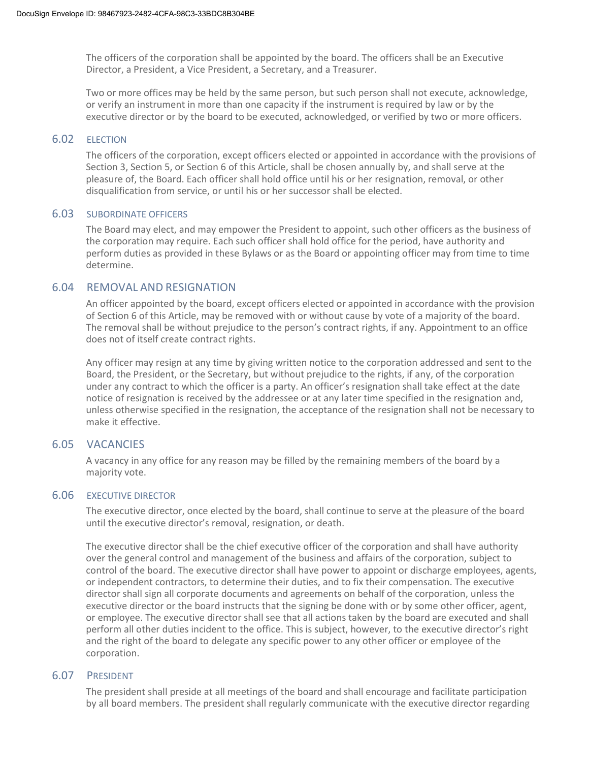The officers of the corporation shall be appointed by the board. The officers shall be an Executive Director, a President, a Vice President, a Secretary, and a Treasurer.

Two or more offices may be held by the same person, but such person shall not execute, acknowledge, or verify an instrument in more than one capacity if the instrument is required by law or by the executive director or by the board to be executed, acknowledged, or verified by two or more officers.

## 6.02 ELECTION

The officers of the corporation, except officers elected or appointed in accordance with the provisions of Section 3, Section 5, or Section 6 of this Article, shall be chosen annually by, and shall serve at the pleasure of, the Board. Each officer shall hold office until his or her resignation, removal, or other disqualification from service, or until his or her successor shall be elected.

## 6.03 SUBORDINATE OFFICERS

The Board may elect, and may empower the President to appoint, such other officers as the business of the corporation may require. Each such officer shall hold office for the period, have authority and perform duties as provided in these Bylaws or as the Board or appointing officer may from time to time determine.

## 6.04 REMOVAL AND RESIGNATION

An officer appointed by the board, except officers elected or appointed in accordance with the provision of Section 6 of this Article, may be removed with or without cause by vote of a majority of the board. The removal shall be without prejudice to the person's contract rights, if any. Appointment to an office does not of itself create contract rights.

Any officer may resign at any time by giving written notice to the corporation addressed and sent to the Board, the President, or the Secretary, but without prejudice to the rights, if any, of the corporation under any contract to which the officer is a party. An officer's resignation shall take effect at the date notice of resignation is received by the addressee or at any later time specified in the resignation and, unless otherwise specified in the resignation, the acceptance of the resignation shall not be necessary to make it effective.

## 6.05 VACANCIES

A vacancy in any office for any reason may be filled by the remaining members of the board by a majority vote.

## 6.06 EXECUTIVE DIRECTOR

The executive director, once elected by the board, shall continue to serve at the pleasure of the board until the executive director's removal, resignation, or death.

The executive director shall be the chief executive officer of the corporation and shall have authority over the general control and management of the business and affairs of the corporation, subject to control of the board. The executive director shall have power to appoint or discharge employees, agents, or independent contractors, to determine their duties, and to fix their compensation. The executive director shall sign all corporate documents and agreements on behalf of the corporation, unless the executive director or the board instructs that the signing be done with or by some other officer, agent, or employee. The executive director shall see that all actions taken by the board are executed and shall perform all other duties incident to the office. This is subject, however, to the executive director's right and the right of the board to delegate any specific power to any other officer or employee of the corporation.

## 6.07 PRESIDENT

The president shall preside at all meetings of the board and shall encourage and facilitate participation by all board members. The president shall regularly communicate with the executive director regarding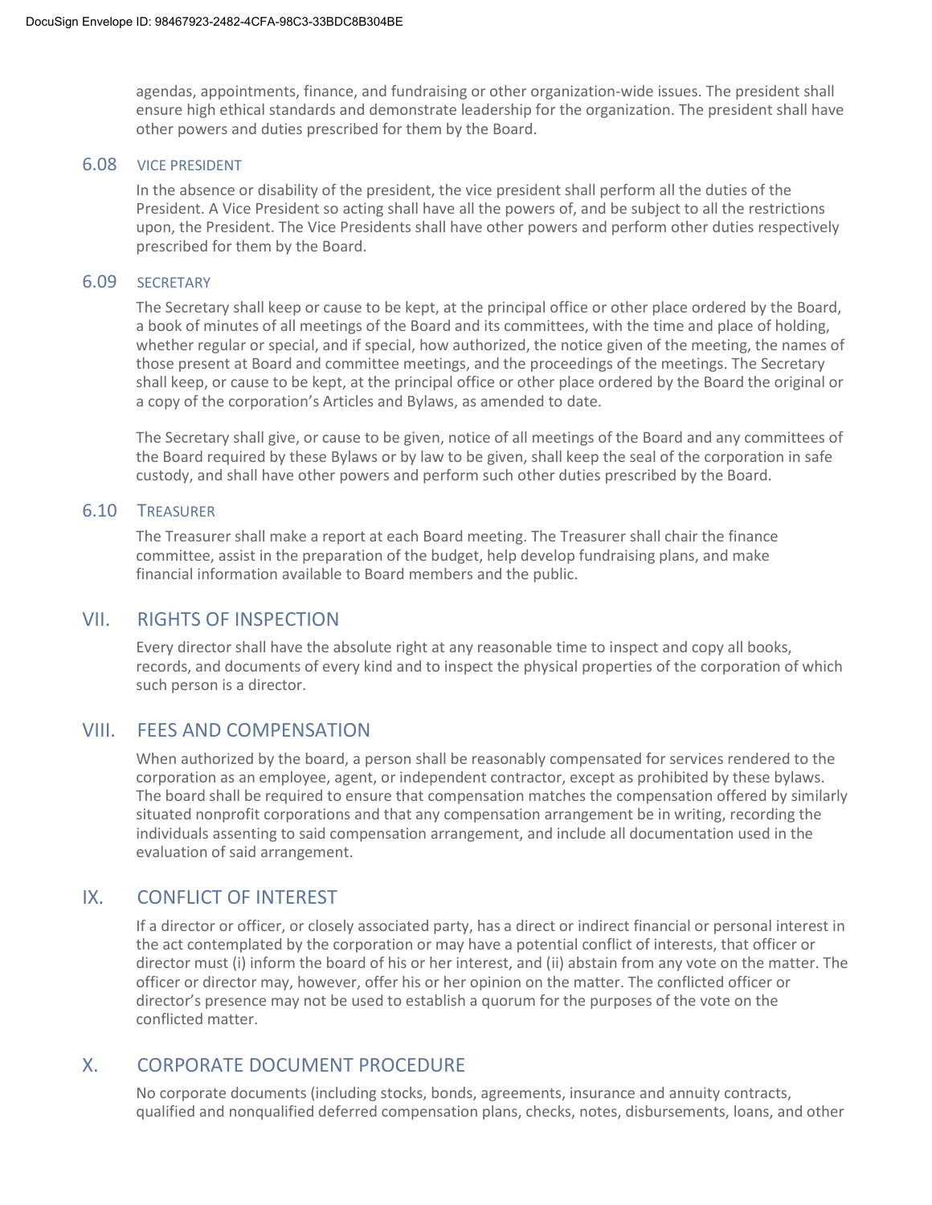agendas, appointments, finance, and fundraising or other organization-wide issues. The president shall ensure high ethical standards and demonstrate leadership for the organization. The president shall have other powers and duties prescribed for them by the Board.

### 6.08 VICE PRESIDENT

In the absence or disability of the president, the vice president shall perform all the duties of the President. A Vice President so acting shall have all the powers of, and be subject to all the restrictions upon, the President. The Vice Presidents shall have other powers and perform other duties respectively prescribed for them by the Board.

### 6.09 SECRETARY

The Secretary shall keep or cause to be kept, at the principal office or other place ordered by the Board, a book of minutes of all meetings of the Board and its committees, with the time and place of holding, whether regular or special, and if special, how authorized, the notice given of the meeting, the names of those present at Board and committee meetings, and the proceedings of the meetings. The Secretary shall keep, or cause to be kept, at the principal office or other place ordered by the Board the original or a copy of the corporation's Articles and Bylaws, as amended to date.

The Secretary shall give, or cause to be given, notice of all meetings of the Board and any committees of the Board required by these Bylaws or by law to be given, shall keep the seal of the corporation in safe custody, and shall have other powers and perform such other duties prescribed by the Board.

### 6.10 TREASURER

The Treasurer shall make a report at each Board meeting. The Treasurer shall chair the finance committee, assist in the preparation of the budget, help develop fundraising plans, and make financial information available to Board members and the public.

## VII. RIGHTS OF INSPECTION

Every director shall have the absolute right at any reasonable time to inspect and copy all books, records, and documents of every kind and to inspect the physical properties of the corporation of which such person is a director.

## VIII. FEES AND COMPENSATION

When authorized by the board, a person shall be reasonably compensated for services rendered to the corporation as an employee, agent, or independent contractor, except as prohibited by these bylaws. The board shall be required to ensure that compensation matches the compensation offered by similarly situated nonprofit corporations and that any compensation arrangement be in writing, recording the individuals assenting to said compensation arrangement, and include all documentation used in the evaluation of said arrangement.

## IX. CONFLICT OF INTEREST

If a director or officer, or closely associated party, has a direct or indirect financial or personal interest in the act contemplated by the corporation or may have a potential conflict of interests, that officer or director must (i) inform the board of his or her interest, and (ii) abstain from any vote on the matter. The officer or director may, however, offer his or her opinion on the matter. The conflicted officer or director's presence may not be used to establish a quorum for the purposes of the vote on the conflicted matter.

## X. CORPORATE DOCUMENT PROCEDURE

No corporate documents (including stocks, bonds, agreements, insurance and annuity contracts, qualified and nonqualified deferred compensation plans, checks, notes, disbursements, loans, and other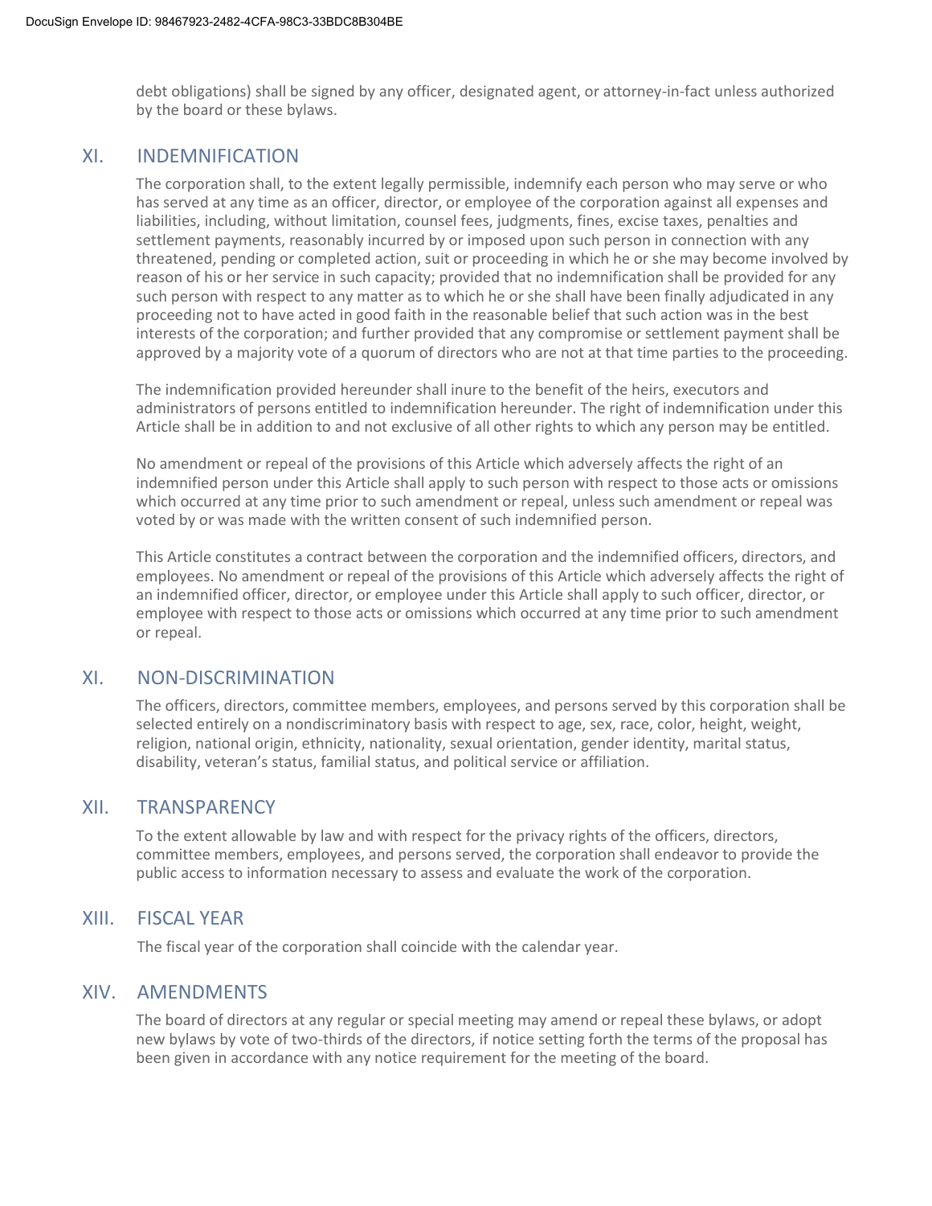debt obligations) shall be signed by any officer, designated agent, or attorney-in-fact unless authorized by the board or these bylaws.

## XI. INDEMNIFICATION

The corporation shall, to the extent legally permissible, indemnify each person who may serve or who has served at any time as an officer, director, or employee of the corporation against all expenses and liabilities, including, without limitation, counsel fees, judgments, fines, excise taxes, penalties and settlement payments, reasonably incurred by or imposed upon such person in connection with any threatened, pending or completed action, suit or proceeding in which he or she may become involved by reason of his or her service in such capacity; provided that no indemnification shall be provided for any such person with respect to any matter as to which he or she shall have been finally adjudicated in any proceeding not to have acted in good faith in the reasonable belief that such action was in the best interests of the corporation; and further provided that any compromise or settlement payment shall be approved by a majority vote of a quorum of directors who are not at that time parties to the proceeding.

The indemnification provided hereunder shall inure to the benefit of the heirs, executors and administrators of persons entitled to indemnification hereunder. The right of indemnification under this Article shall be in addition to and not exclusive of all other rights to which any person may be entitled.

No amendment or repeal of the provisions of this Article which adversely affects the right of an indemnified person under this Article shall apply to such person with respect to those acts or omissions which occurred at any time prior to such amendment or repeal, unless such amendment or repeal was voted by or was made with the written consent of such indemnified person.

This Article constitutes a contract between the corporation and the indemnified officers, directors, and employees. No amendment or repeal of the provisions of this Article which adversely affects the right of an indemnified officer, director, or employee under this Article shall apply to such officer, director, or employee with respect to those acts or omissions which occurred at any time prior to such amendment or repeal.

## XI. NON-DISCRIMINATION

The officers, directors, committee members, employees, and persons served by this corporation shall be selected entirely on a nondiscriminatory basis with respect to age, sex, race, color, height, weight, religion, national origin, ethnicity, nationality, sexual orientation, gender identity, marital status, disability, veteran's status, familial status, and political service or affiliation.

## XII. TRANSPARENCY

To the extent allowable by law and with respect for the privacy rights of the officers, directors, committee members, employees, and persons served, the corporation shall endeavor to provide the public access to information necessary to assess and evaluate the work of the corporation.

## XIII. FISCAL YEAR

The fiscal year of the corporation shall coincide with the calendar year.

## XIV. AMENDMENTS

The board of directors at any regular or special meeting may amend or repeal these bylaws, or adopt new bylaws by vote of two-thirds of the directors, if notice setting forth the terms of the proposal has been given in accordance with any notice requirement for the meeting of the board.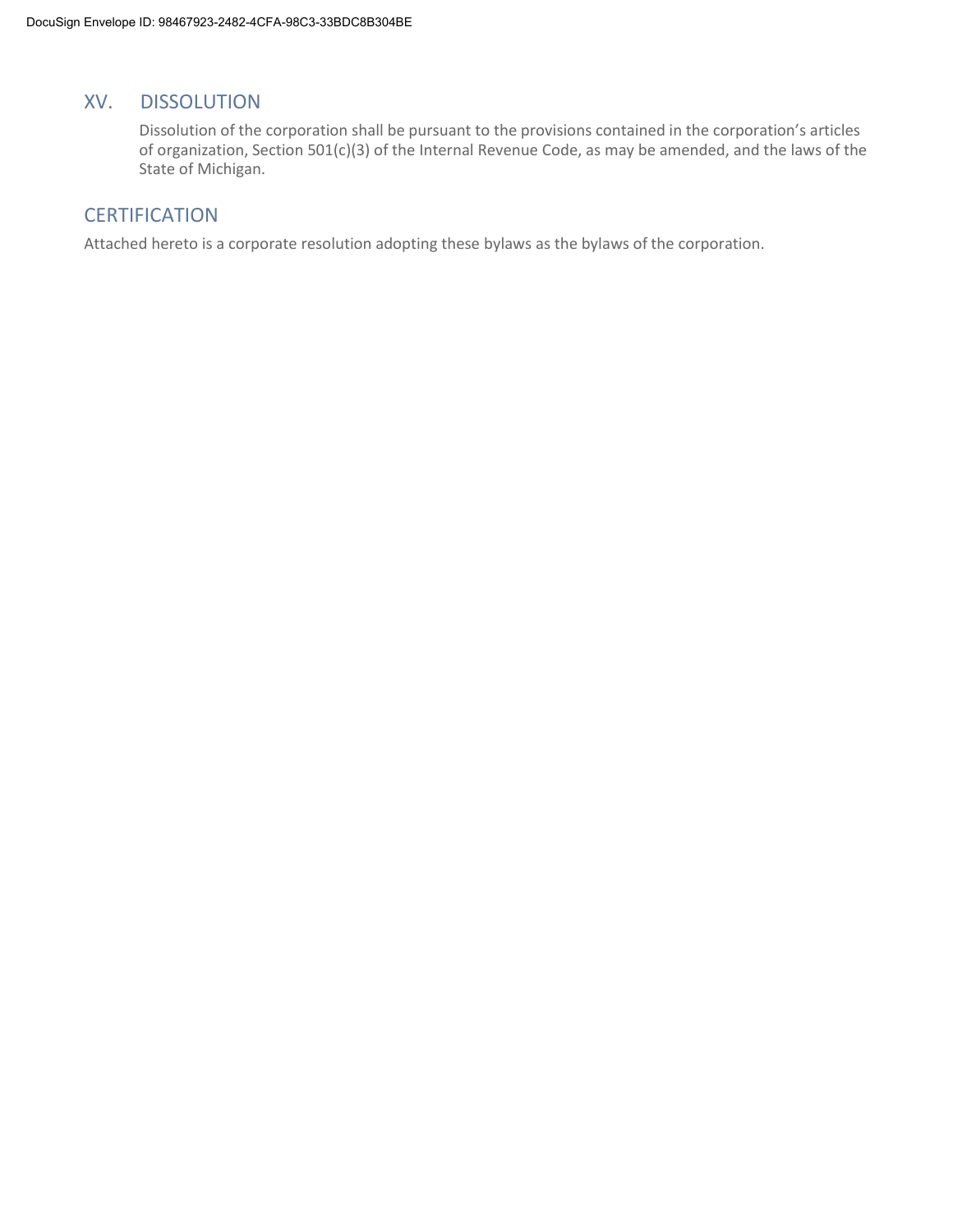## XV. DISSOLUTION

Dissolution of the corporation shall be pursuant to the provisions contained in the corporation's articles of organization, Section 501(c)(3) of the Internal Revenue Code, as may be amended, and the laws of the State of Michigan.

## CERTIFICATION

Attached hereto is a corporate resolution adopting these bylaws as the bylaws of the corporation.